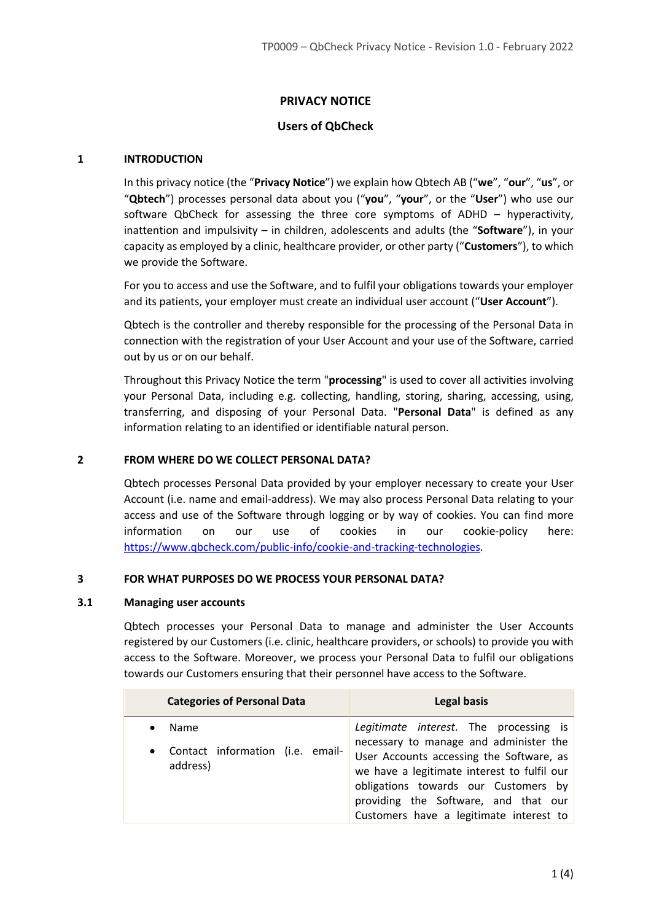# PRIVACY NOTICE

## Users of QbCheck

## 1 INTRODUCTION

In this privacy notice (the "**Privacy Notice**") we explain how Qbtech AB ("**we**", "**our**", "**us**", or "**Qbtech**") processes personal data about you ("**you**", "**your**", or the "**User**") who use our software QbCheck for assessing the three core symptoms of ADHD – hyperactivity, inattention and impulsivity – in children, adolescents and adults (the "**Software**"), in your capacity as employed by a clinic, healthcare provider, or other party ("**Customers**"), to which we provide the Software.

For you to access and use the Software, and to fulfil your obligations towards your employer and its patients, your employer must create an individual user account ("**User Account**").

Qbtech is the controller and thereby responsible for the processing of the Personal Data in connection with the registration of your User Account and your use of the Software, carried out by us or on our behalf.

Throughout this Privacy Notice the term "**processing**" is used to cover all activities involving your Personal Data, including e.g. collecting, handling, storing, sharing, accessing, using, transferring, and disposing of your Personal Data. "**Personal Data**" is defined as any information relating to an identified or identifiable natural person.

## 2 FROM WHERE DO WE COLLECT PERSONAL DATA?

Qbtech processes Personal Data provided by your employer necessary to create your User Account (i.e. name and email-address). We may also process Personal Data relating to your access and use of the Software through logging or by way of cookies. You can find more information on our use of cookies in our cookie-policy here: [https://www.qbcheck.com/public-info/cookie-and-tracking-technologies](https://www.qbcheck.com/public-info/cookie-and-tracking-technologies).

## 3 FOR WHAT PURPOSES DO WE PROCESS YOUR PERSONAL DATA?

### 3.1 Managing user accounts

Qbtech processes your Personal Data to manage and administer the User Accounts registered by our Customers (i.e. clinic, healthcare providers, or schools) to provide you with access to the Software. Moreover, we process your Personal Data to fulfil our obligations towards our Customers ensuring that their personnel have access to the Software.

| Categories of Personal Data | Legal basis |
|---|---|
| • Name<br>• Contact information (i.e. email-address) | *Legitimate interest*. The processing is necessary to manage and administer the User Accounts accessing the Software, as we have a legitimate interest to fulfil our obligations towards our Customers by providing the Software, and that our Customers have a legitimate interest to |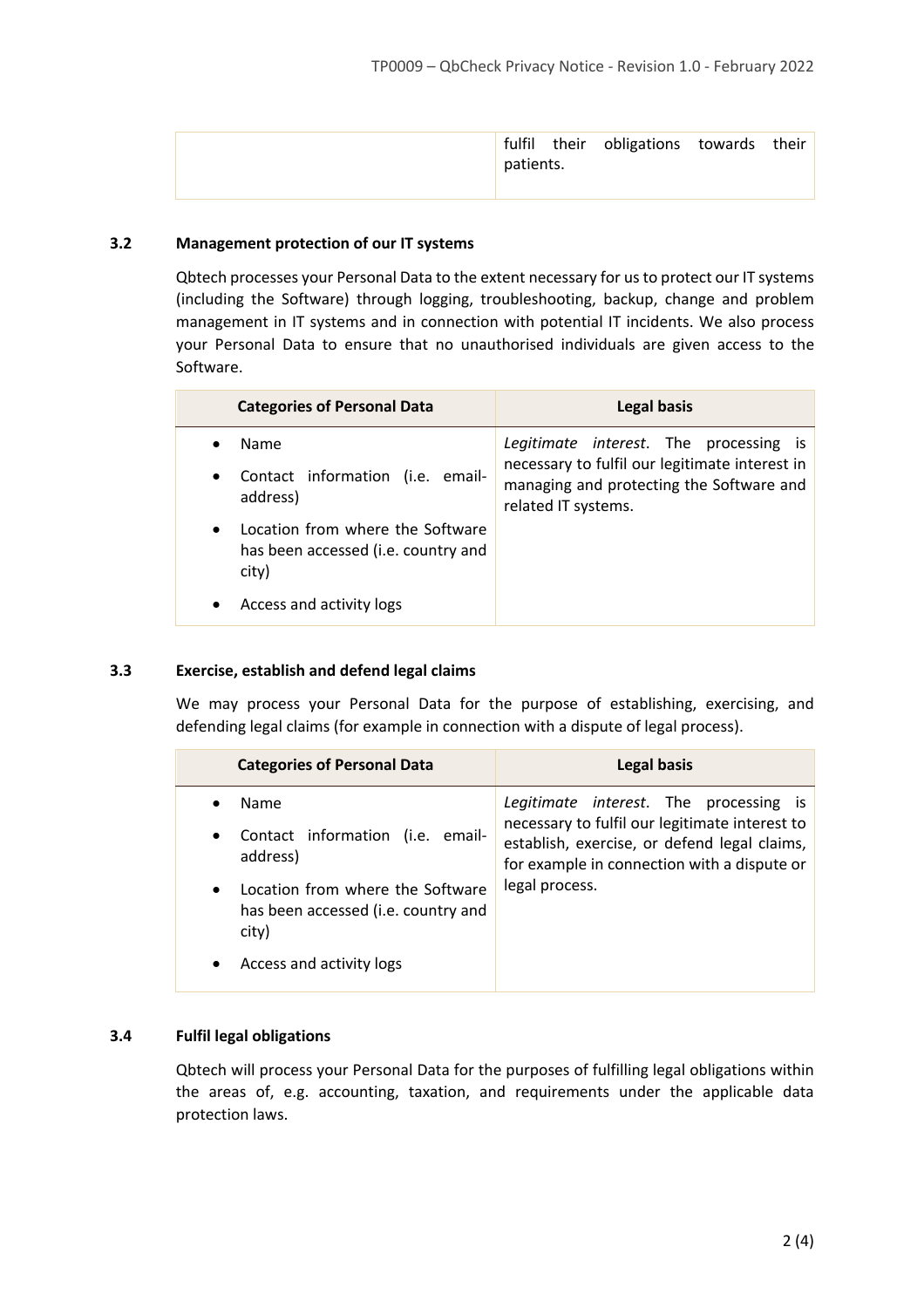| | fulfil their obligations towards their patients. |
|---|---|

### 3.2 Management protection of our IT systems

Qbtech processes your Personal Data to the extent necessary for us to protect our IT systems (including the Software) through logging, troubleshooting, backup, change and problem management in IT systems and in connection with potential IT incidents. We also process your Personal Data to ensure that no unauthorised individuals are given access to the Software.

| Categories of Personal Data | Legal basis |
|---|---|
| • Name<br>• Contact information (i.e. email-address)<br>• Location from where the Software has been accessed (i.e. country and city)<br>• Access and activity logs | *Legitimate interest*. The processing is necessary to fulfil our legitimate interest in managing and protecting the Software and related IT systems. |

### 3.3 Exercise, establish and defend legal claims

We may process your Personal Data for the purpose of establishing, exercising, and defending legal claims (for example in connection with a dispute of legal process).

| Categories of Personal Data | Legal basis |
|---|---|
| • Name<br>• Contact information (i.e. email-address)<br>• Location from where the Software has been accessed (i.e. country and city)<br>• Access and activity logs | *Legitimate interest*. The processing is necessary to fulfil our legitimate interest to establish, exercise, or defend legal claims, for example in connection with a dispute or legal process. |

### 3.4 Fulfil legal obligations

Qbtech will process your Personal Data for the purposes of fulfilling legal obligations within the areas of, e.g. accounting, taxation, and requirements under the applicable data protection laws.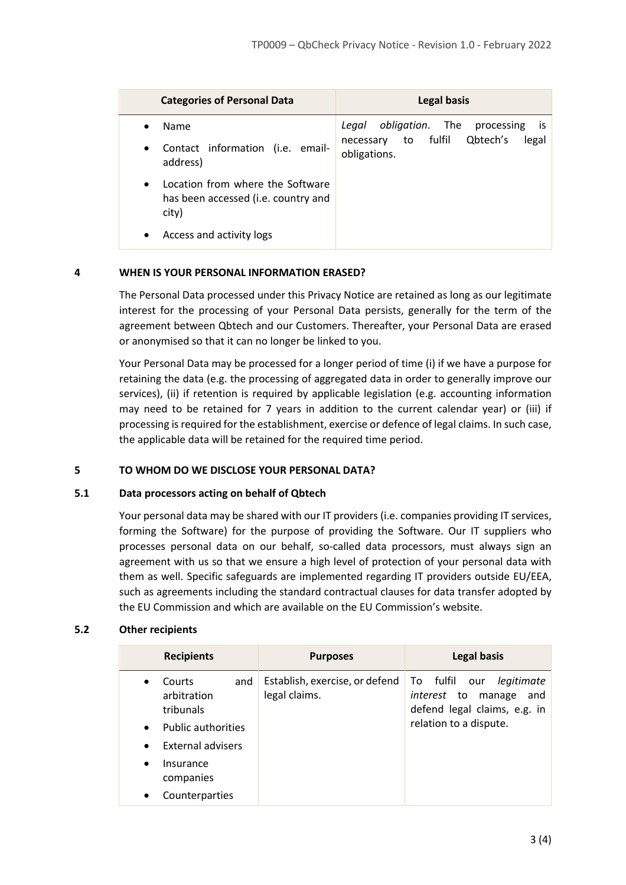| Categories of Personal Data | Legal basis |
|---|---|
| • Name<br>• Contact information (i.e. email-address)<br>• Location from where the Software has been accessed (i.e. country and city)<br>• Access and activity logs | *Legal obligation*. The processing is necessary to fulfil Qbtech's legal obligations. |

## 4 WHEN IS YOUR PERSONAL INFORMATION ERASED?

The Personal Data processed under this Privacy Notice are retained as long as our legitimate interest for the processing of your Personal Data persists, generally for the term of the agreement between Qbtech and our Customers. Thereafter, your Personal Data are erased or anonymised so that it can no longer be linked to you.

Your Personal Data may be processed for a longer period of time (i) if we have a purpose for retaining the data (e.g. the processing of aggregated data in order to generally improve our services), (ii) if retention is required by applicable legislation (e.g. accounting information may need to be retained for 7 years in addition to the current calendar year) or (iii) if processing is required for the establishment, exercise or defence of legal claims. In such case, the applicable data will be retained for the required time period.

## 5 TO WHOM DO WE DISCLOSE YOUR PERSONAL DATA?

### 5.1 Data processors acting on behalf of Qbtech

Your personal data may be shared with our IT providers (i.e. companies providing IT services, forming the Software) for the purpose of providing the Software. Our IT suppliers who processes personal data on our behalf, so-called data processors, must always sign an agreement with us so that we ensure a high level of protection of your personal data with them as well. Specific safeguards are implemented regarding IT providers outside EU/EEA, such as agreements including the standard contractual clauses for data transfer adopted by the EU Commission and which are available on the EU Commission's website.

### 5.2 Other recipients

| Recipients | Purposes | Legal basis |
|---|---|---|
| • Courts and arbitration tribunals<br>• Public authorities<br>• External advisers<br>• Insurance companies<br>• Counterparties | Establish, exercise, or defend legal claims. | To fulfil our *legitimate interest* to manage and defend legal claims, e.g. in relation to a dispute. |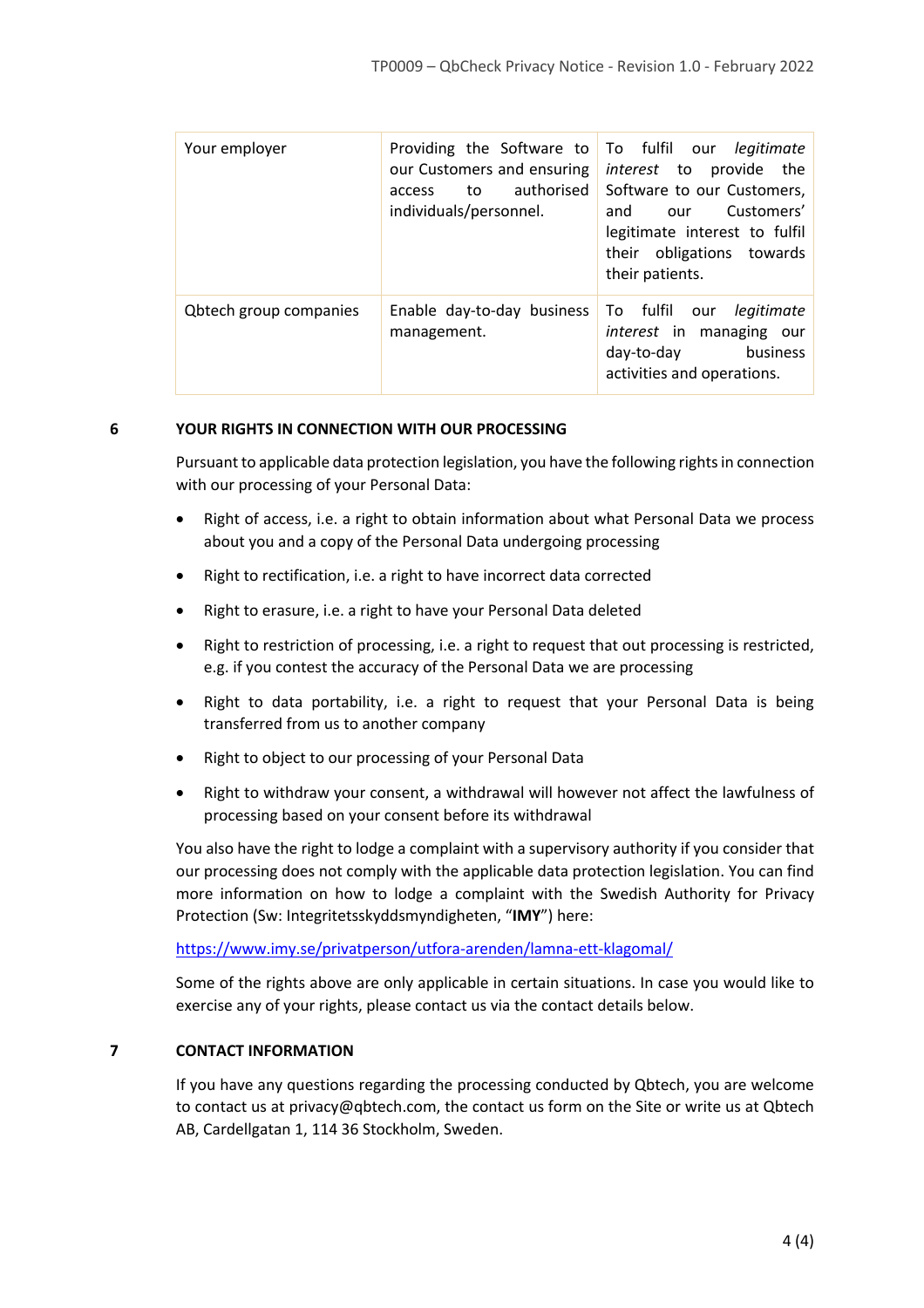| | | |
|---|---|---|
| Your employer | Providing the Software to our Customers and ensuring access to authorised individuals/personnel. | To fulfil our *legitimate interest* to provide the Software to our Customers, and our Customers' legitimate interest to fulfil their obligations towards their patients. |
| Qbtech group companies | Enable day-to-day business management. | To fulfil our *legitimate interest* in managing our day-to-day business activities and operations. |

## 6 YOUR RIGHTS IN CONNECTION WITH OUR PROCESSING

Pursuant to applicable data protection legislation, you have the following rights in connection with our processing of your Personal Data:

- Right of access, i.e. a right to obtain information about what Personal Data we process about you and a copy of the Personal Data undergoing processing
- Right to rectification, i.e. a right to have incorrect data corrected
- Right to erasure, i.e. a right to have your Personal Data deleted
- Right to restriction of processing, i.e. a right to request that out processing is restricted, e.g. if you contest the accuracy of the Personal Data we are processing
- Right to data portability, i.e. a right to request that your Personal Data is being transferred from us to another company
- Right to object to our processing of your Personal Data
- Right to withdraw your consent, a withdrawal will however not affect the lawfulness of processing based on your consent before its withdrawal

You also have the right to lodge a complaint with a supervisory authority if you consider that our processing does not comply with the applicable data protection legislation. You can find more information on how to lodge a complaint with the Swedish Authority for Privacy Protection (Sw: Integritetsskyddsmyndigheten, "**IMY**") here:

https://www.imy.se/privatperson/utfora-arenden/lamna-ett-klagomal/

Some of the rights above are only applicable in certain situations. In case you would like to exercise any of your rights, please contact us via the contact details below.

## 7 CONTACT INFORMATION

If you have any questions regarding the processing conducted by Qbtech, you are welcome to contact us at privacy@qbtech.com, the contact us form on the Site or write us at Qbtech AB, Cardellgatan 1, 114 36 Stockholm, Sweden.